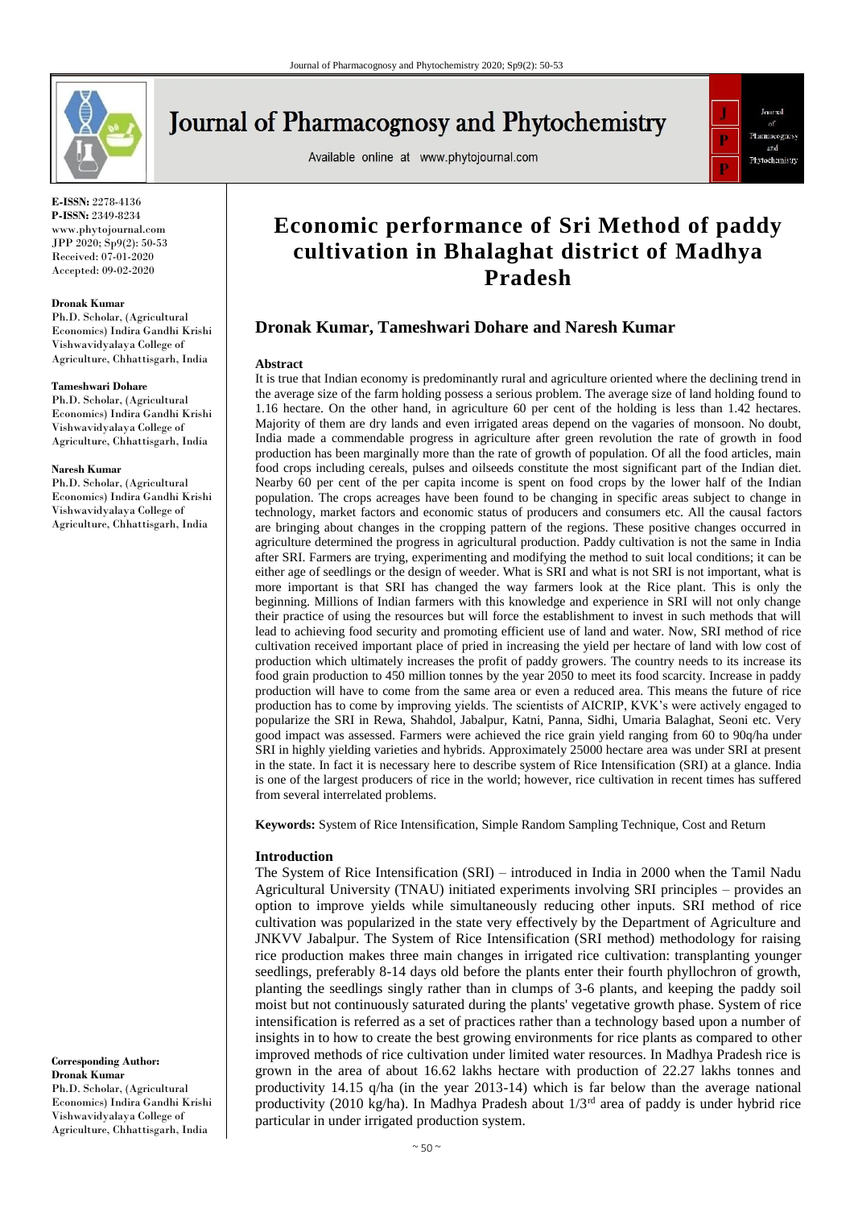E-ISSN: 2278-4136
P-ISSN: 2349-8234
www.phytojournal.com
JPP 2020; Sp9(2): 50-53
Received: 07-01-2020
Accepted: 09-02-2020

**Dronak Kumar**
Ph.D. Scholar, (Agricultural Economics) Indira Gandhi Krishi Vishwavidyalaya College of Agriculture, Chhattisgarh, India

**Tameshwari Dohare**
Ph.D. Scholar, (Agricultural Economics) Indira Gandhi Krishi Vishwavidyalaya College of Agriculture, Chhattisgarh, India

**Naresh Kumar**
Ph.D. Scholar, (Agricultural Economics) Indira Gandhi Krishi Vishwavidyalaya College of Agriculture, Chhattisgarh, India

**Corresponding Author:**
**Dronak Kumar**
Ph.D. Scholar, (Agricultural Economics) Indira Gandhi Krishi Vishwavidyalaya College of Agriculture, Chhattisgarh, India

# Economic performance of Sri Method of paddy cultivation in Bhalaghat district of Madhya Pradesh

## Dronak Kumar, Tameshwari Dohare and Naresh Kumar

### Abstract

It is true that Indian economy is predominantly rural and agriculture oriented where the declining trend in the average size of the farm holding possess a serious problem. The average size of land holding found to 1.16 hectare. On the other hand, in agriculture 60 per cent of the holding is less than 1.42 hectares. Majority of them are dry lands and even irrigated areas depend on the vagaries of monsoon. No doubt, India made a commendable progress in agriculture after green revolution the rate of growth in food production has been marginally more than the rate of growth of population. Of all the food articles, main food crops including cereals, pulses and oilseeds constitute the most significant part of the Indian diet. Nearby 60 per cent of the per capita income is spent on food crops by the lower half of the Indian population. The crops acreages have been found to be changing in specific areas subject to change in technology, market factors and economic status of producers and consumers etc. All the causal factors are bringing about changes in the cropping pattern of the regions. These positive changes occurred in agriculture determined the progress in agricultural production. Paddy cultivation is not the same in India after SRI. Farmers are trying, experimenting and modifying the method to suit local conditions; it can be either age of seedlings or the design of weeder. What is SRI and what is not SRI is not important, what is more important is that SRI has changed the way farmers look at the Rice plant. This is only the beginning. Millions of Indian farmers with this knowledge and experience in SRI will not only change their practice of using the resources but will force the establishment to invest in such methods that will lead to achieving food security and promoting efficient use of land and water. Now, SRI method of rice cultivation received important place of pried in increasing the yield per hectare of land with low cost of production which ultimately increases the profit of paddy growers. The country needs to its increase its food grain production to 450 million tonnes by the year 2050 to meet its food scarcity. Increase in paddy production will have to come from the same area or even a reduced area. This means the future of rice production has to come by improving yields. The scientists of AICRIP, KVK's were actively engaged to popularize the SRI in Rewa, Shahdol, Jabalpur, Katni, Panna, Sidhi, Umaria Balaghat, Seoni etc. Very good impact was assessed. Farmers were achieved the rice grain yield ranging from 60 to 90q/ha under SRI in highly yielding varieties and hybrids. Approximately 25000 hectare area was under SRI at present in the state. In fact it is necessary here to describe system of Rice Intensification (SRI) at a glance. India is one of the largest producers of rice in the world; however, rice cultivation in recent times has suffered from several interrelated problems.

**Keywords:** System of Rice Intensification, Simple Random Sampling Technique, Cost and Return

### Introduction

The System of Rice Intensification (SRI) – introduced in India in 2000 when the Tamil Nadu Agricultural University (TNAU) initiated experiments involving SRI principles – provides an option to improve yields while simultaneously reducing other inputs. SRI method of rice cultivation was popularized in the state very effectively by the Department of Agriculture and JNKVV Jabalpur. The System of Rice Intensification (SRI method) methodology for raising rice production makes three main changes in irrigated rice cultivation: transplanting younger seedlings, preferably 8-14 days old before the plants enter their fourth phyllochron of growth, planting the seedlings singly rather than in clumps of 3-6 plants, and keeping the paddy soil moist but not continuously saturated during the plants' vegetative growth phase. System of rice intensification is referred as a set of practices rather than a technology based upon a number of insights in to how to create the best growing environments for rice plants as compared to other improved methods of rice cultivation under limited water resources. In Madhya Pradesh rice is grown in the area of about 16.62 lakhs hectare with production of 22.27 lakhs tonnes and productivity 14.15 q/ha (in the year 2013-14) which is far below than the average national productivity (2010 kg/ha). In Madhya Pradesh about 1/3rd area of paddy is under hybrid rice particular in under irrigated production system.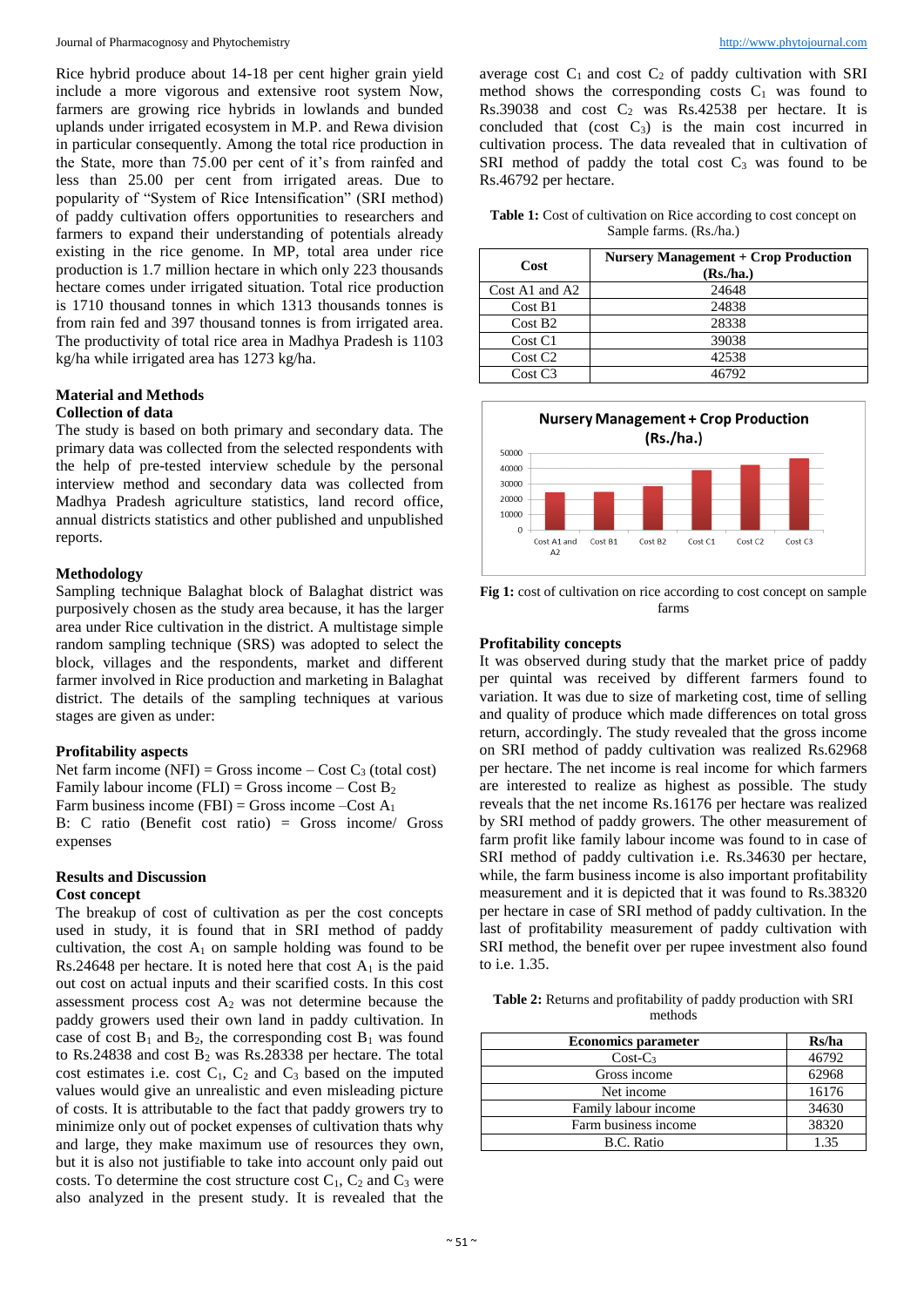Rice hybrid produce about 14-18 per cent higher grain yield include a more vigorous and extensive root system Now, farmers are growing rice hybrids in lowlands and bunded uplands under irrigated ecosystem in M.P. and Rewa division in particular consequently. Among the total rice production in the State, more than 75.00 per cent of it's from rainfed and less than 25.00 per cent from irrigated areas. Due to popularity of "System of Rice Intensification" (SRI method) of paddy cultivation offers opportunities to researchers and farmers to expand their understanding of potentials already existing in the rice genome. In MP, total area under rice production is 1.7 million hectare in which only 223 thousands hectare comes under irrigated situation. Total rice production is 1710 thousand tonnes in which 1313 thousands tonnes is from rain fed and 397 thousand tonnes is from irrigated area. The productivity of total rice area in Madhya Pradesh is 1103 kg/ha while irrigated area has 1273 kg/ha.

## Material and Methods

### Collection of data

The study is based on both primary and secondary data. The primary data was collected from the selected respondents with the help of pre-tested interview schedule by the personal interview method and secondary data was collected from Madhya Pradesh agriculture statistics, land record office, annual districts statistics and other published and unpublished reports.

### Methodology

Sampling technique Balaghat block of Balaghat district was purposively chosen as the study area because, it has the larger area under Rice cultivation in the district. A multistage simple random sampling technique (SRS) was adopted to select the block, villages and the respondents, market and different farmer involved in Rice production and marketing in Balaghat district. The details of the sampling techniques at various stages are given as under:

### Profitability aspects

Net farm income (NFI) = Gross income – Cost $C_3$ (total cost)
Family labour income (FLI) = Gross income – Cost $B_2$
Farm business income (FBI) = Gross income –Cost $A_1$
B: C ratio (Benefit cost ratio) = Gross income/ Gross expenses

## Results and Discussion

### Cost concept

The breakup of cost of cultivation as per the cost concepts used in study, it is found that in SRI method of paddy cultivation, the cost $A_1$ on sample holding was found to be Rs.24648 per hectare. It is noted here that cost $A_1$ is the paid out cost on actual inputs and their scarified costs. In this cost assessment process cost $A_2$ was not determine because the paddy growers used their own land in paddy cultivation. In case of cost $B_1$ and $B_2$, the corresponding cost $B_1$ was found to Rs.24838 and cost $B_2$ was Rs.28338 per hectare. The total cost estimates i.e. cost $C_1$, $C_2$ and $C_3$ based on the imputed values would give an unrealistic and even misleading picture of costs. It is attributable to the fact that paddy growers try to minimize only out of pocket expenses of cultivation thats why and large, they make maximum use of resources they own, but it is also not justifiable to take into account only paid out costs. To determine the cost structure cost $C_1$, $C_2$ and $C_3$ were also analyzed in the present study. It is revealed that the average cost $C_1$ and cost $C_2$ of paddy cultivation with SRI method shows the corresponding costs $C_1$ was found to Rs.39038 and cost $C_2$ was Rs.42538 per hectare. It is concluded that (cost $C_3$) is the main cost incurred in cultivation process. The data revealed that in cultivation of SRI method of paddy the total cost $C_3$ was found to be Rs.46792 per hectare.

**Table 1:** Cost of cultivation on Rice according to cost concept on Sample farms. (Rs./ha.)

| Cost | Nursery Management + Crop Production (Rs./ha.) |
|---|---|
| Cost A1 and A2 | 24648 |
| Cost B1 | 24838 |
| Cost B2 | 28338 |
| Cost C1 | 39038 |
| Cost C2 | 42538 |
| Cost C3 | 46792 |

**Fig 1:** cost of cultivation on rice according to cost concept on sample farms

### Profitability concepts

It was observed during study that the market price of paddy per quintal was received by different farmers found to variation. It was due to size of marketing cost, time of selling and quality of produce which made differences on total gross return, accordingly. The study revealed that the gross income on SRI method of paddy cultivation was realized Rs.62968 per hectare. The net income is real income for which farmers are interested to realize as highest as possible. The study reveals that the net income Rs.16176 per hectare was realized by SRI method of paddy growers. The other measurement of farm profit like family labour income was found to in case of SRI method of paddy cultivation i.e. Rs.34630 per hectare, while, the farm business income is also important profitability measurement and it is depicted that it was found to Rs.38320 per hectare in case of SRI method of paddy cultivation. In the last of profitability measurement of paddy cultivation with SRI method, the benefit over per rupee investment also found to i.e. 1.35.

**Table 2:** Returns and profitability of paddy production with SRI methods

| Economics parameter | Rs/ha |
|---|---|
| Cost-$C_3$ | 46792 |
| Gross income | 62968 |
| Net income | 16176 |
| Family labour income | 34630 |
| Farm business income | 38320 |
| B.C. Ratio | 1.35 |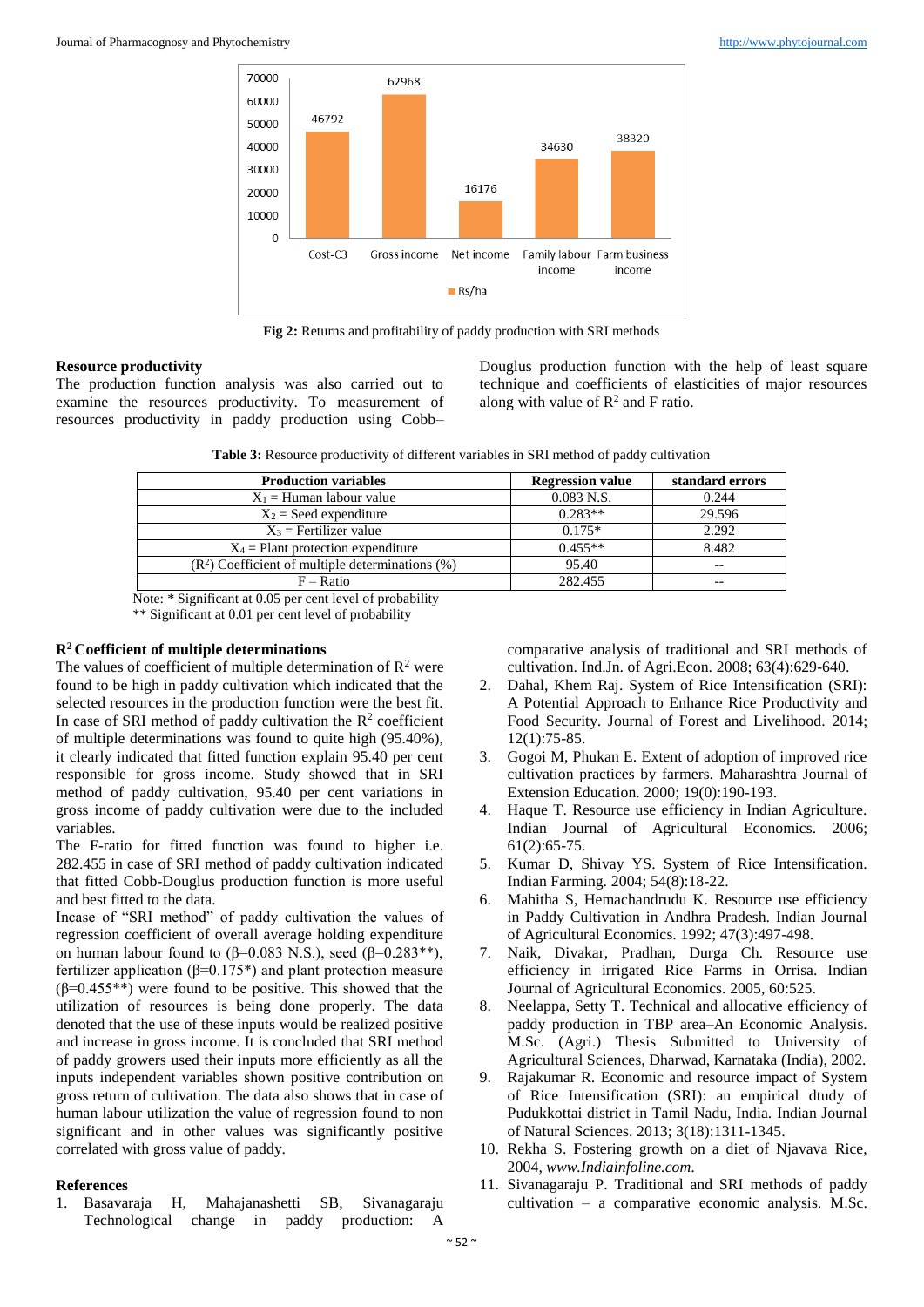Fig 2: Returns and profitability of paddy production with SRI methods

### Resource productivity

The production function analysis was also carried out to examine the resources productivity. To measurement of resources productivity in paddy production using Cobb–Douglus production function with the help of least square technique and coefficients of elasticities of major resources along with value of $R^2$ and F ratio.

**Table 3:** Resource productivity of different variables in SRI method of paddy cultivation

| Production variables | Regression value | standard errors |
|---|---|---|
| $X_1$ = Human labour value | 0.083 N.S. | 0.244 |
| $X_2$ = Seed expenditure | 0.283** | 29.596 |
| $X_3$ = Fertilizer value | 0.175* | 2.292 |
| $X_4$ = Plant protection expenditure | 0.455** | 8.482 |
| ($R^2$) Coefficient of multiple determinations (%) | 95.40 | -- |
| F – Ratio | 282.455 | -- |

Note: * Significant at 0.05 per cent level of probability
** Significant at 0.01 per cent level of probability

### $R^2$ Coefficient of multiple determinations

The values of coefficient of multiple determination of $R^2$ were found to be high in paddy cultivation which indicated that the selected resources in the production function were the best fit. In case of SRI method of paddy cultivation the $R^2$ coefficient of multiple determinations was found to quite high (95.40%), it clearly indicated that fitted function explain 95.40 per cent responsible for gross income. Study showed that in SRI method of paddy cultivation, 95.40 per cent variations in gross income of paddy cultivation were due to the included variables.

The F-ratio for fitted function was found to higher i.e. 282.455 in case of SRI method of paddy cultivation indicated that fitted Cobb-Douglus production function is more useful and best fitted to the data.

Incase of "SRI method" of paddy cultivation the values of regression coefficient of overall average holding expenditure on human labour found to (β=0.083 N.S.), seed (β=0.283**), fertilizer application (β=0.175*) and plant protection measure (β=0.455**) were found to be positive. This showed that the utilization of resources is being done properly. The data denoted that the use of these inputs would be realized positive and increase in gross income. It is concluded that SRI method of paddy growers used their inputs more efficiently as all the inputs independent variables shown positive contribution on gross return of cultivation. The data also shows that in case of human labour utilization the value of regression found to non significant and in other values was significantly positive correlated with gross value of paddy.

### References

1. Basavaraja H, Mahajanashetti SB, Sivanagaraju Technological change in paddy production: A comparative analysis of traditional and SRI methods of cultivation. Ind.Jn. of Agri.Econ. 2008; 63(4):629-640.
2. Dahal, Khem Raj. System of Rice Intensification (SRI): A Potential Approach to Enhance Rice Productivity and Food Security. Journal of Forest and Livelihood. 2014; 12(1):75-85.
3. Gogoi M, Phukan E. Extent of adoption of improved rice cultivation practices by farmers. Maharashtra Journal of Extension Education. 2000; 19(0):190-193.
4. Haque T. Resource use efficiency in Indian Agriculture. Indian Journal of Agricultural Economics. 2006; 61(2):65-75.
5. Kumar D, Shivay YS. System of Rice Intensification. Indian Farming. 2004; 54(8):18-22.
6. Mahitha S, Hemachandrudu K. Resource use efficiency in Paddy Cultivation in Andhra Pradesh. Indian Journal of Agricultural Economics. 1992; 47(3):497-498.
7. Naik, Divakar, Pradhan, Durga Ch. Resource use efficiency in irrigated Rice Farms in Orrisa. Indian Journal of Agricultural Economics. 2005, 60:525.
8. Neelappa, Setty T. Technical and allocative efficiency of paddy production in TBP area–An Economic Analysis. M.Sc. (Agri.) Thesis Submitted to University of Agricultural Sciences, Dharwad, Karnataka (India), 2002.
9. Rajakumar R. Economic and resource impact of System of Rice Intensification (SRI): an empirical dtudy of Pudukkottai district in Tamil Nadu, India. Indian Journal of Natural Sciences. 2013; 3(18):1311-1345.
10. Rekha S. Fostering growth on a diet of Njavara Rice, 2004, *www.Indiainfoline.com*.
11. Sivanagaraju P. Traditional and SRI methods of paddy cultivation – a comparative economic analysis. M.Sc.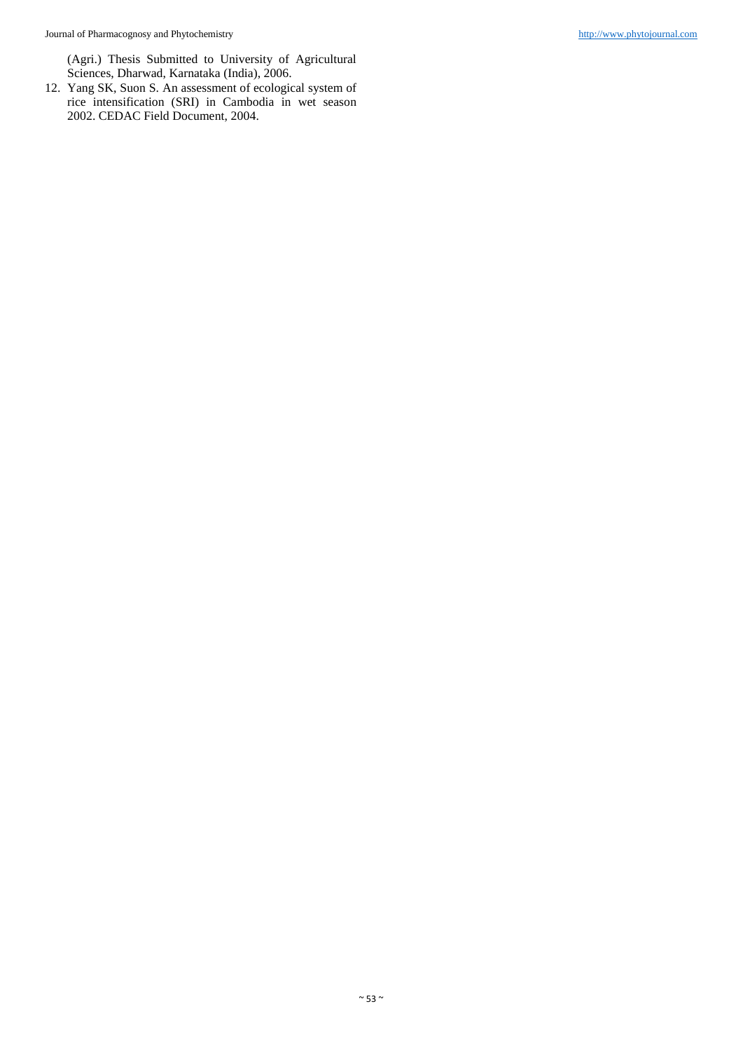(Agri.) Thesis Submitted to University of Agricultural Sciences, Dharwad, Karnataka (India), 2006.

12. Yang SK, Suon S. An assessment of ecological system of rice intensification (SRI) in Cambodia in wet season 2002. CEDAC Field Document, 2004.